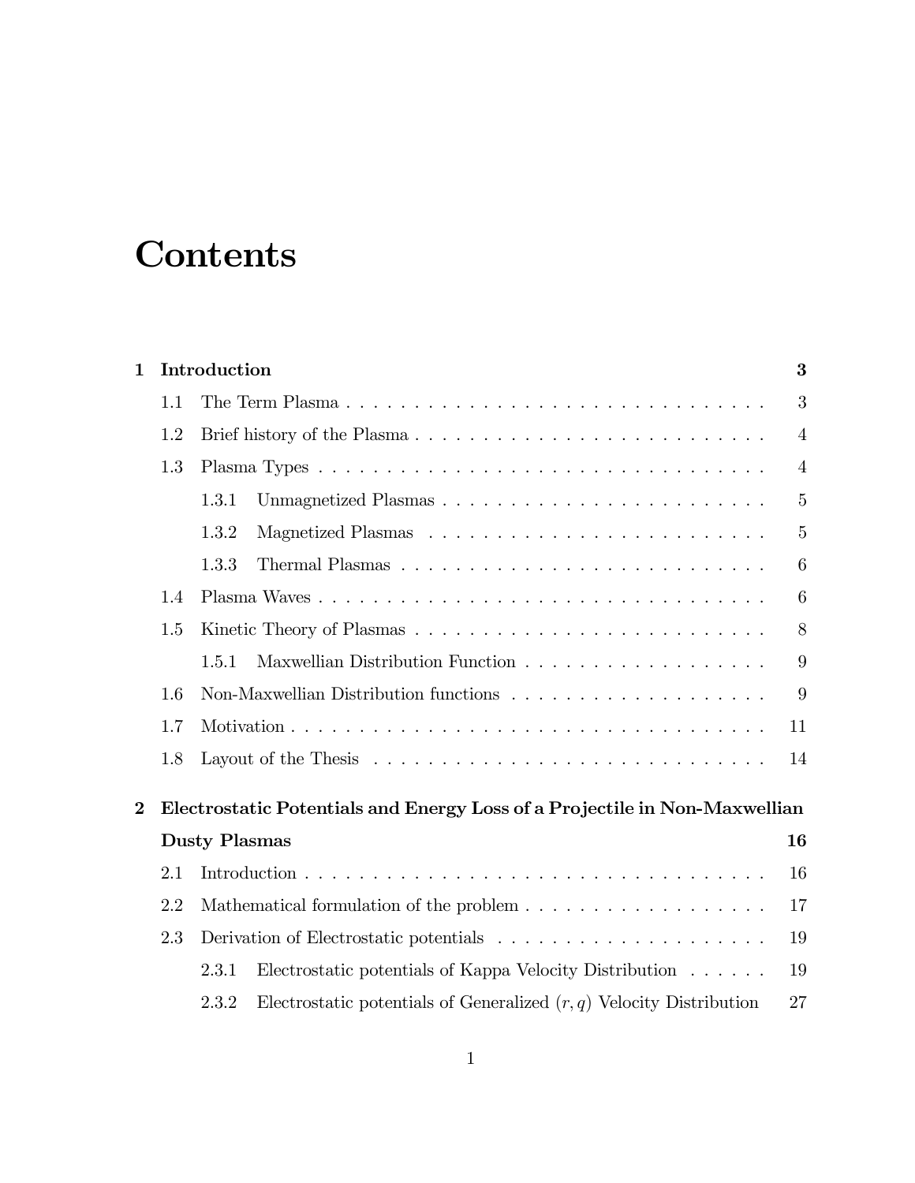# Contents

**1 Introduction** **3**

- 1.1 The Term Plasma . . . . . . . . . . . . . . . . . . . . . . . . . . . . . . . . 3
- 1.2 Brief history of the Plasma . . . . . . . . . . . . . . . . . . . . . . . . . . . 4
- 1.3 Plasma Types . . . . . . . . . . . . . . . . . . . . . . . . . . . . . . . . . . 4
  - 1.3.1 Unmagnetized Plasmas . . . . . . . . . . . . . . . . . . . . . . . . 5
  - 1.3.2 Magnetized Plasmas . . . . . . . . . . . . . . . . . . . . . . . . . . 5
  - 1.3.3 Thermal Plasmas . . . . . . . . . . . . . . . . . . . . . . . . . . . 6
- 1.4 Plasma Waves . . . . . . . . . . . . . . . . . . . . . . . . . . . . . . . . . 6
- 1.5 Kinetic Theory of Plasmas . . . . . . . . . . . . . . . . . . . . . . . . . . 8
  - 1.5.1 Maxwellian Distribution Function . . . . . . . . . . . . . . . . . . 9
- 1.6 Non-Maxwellian Distribution functions . . . . . . . . . . . . . . . . . . . 9
- 1.7 Motivation . . . . . . . . . . . . . . . . . . . . . . . . . . . . . . . . . . . 11
- 1.8 Layout of the Thesis . . . . . . . . . . . . . . . . . . . . . . . . . . . . . 14

**2 Electrostatic Potentials and Energy Loss of a Projectile in Non-Maxwellian Dusty Plasmas** **16**

- 2.1 Introduction . . . . . . . . . . . . . . . . . . . . . . . . . . . . . . . . . . 16
- 2.2 Mathematical formulation of the problem . . . . . . . . . . . . . . . . . . 17
- 2.3 Derivation of Electrostatic potentials . . . . . . . . . . . . . . . . . . . . 19
  - 2.3.1 Electrostatic potentials of Kappa Velocity Distribution . . . . . . 19
  - 2.3.2 Electrostatic potentials of Generalized $(r, q)$ Velocity Distribution 27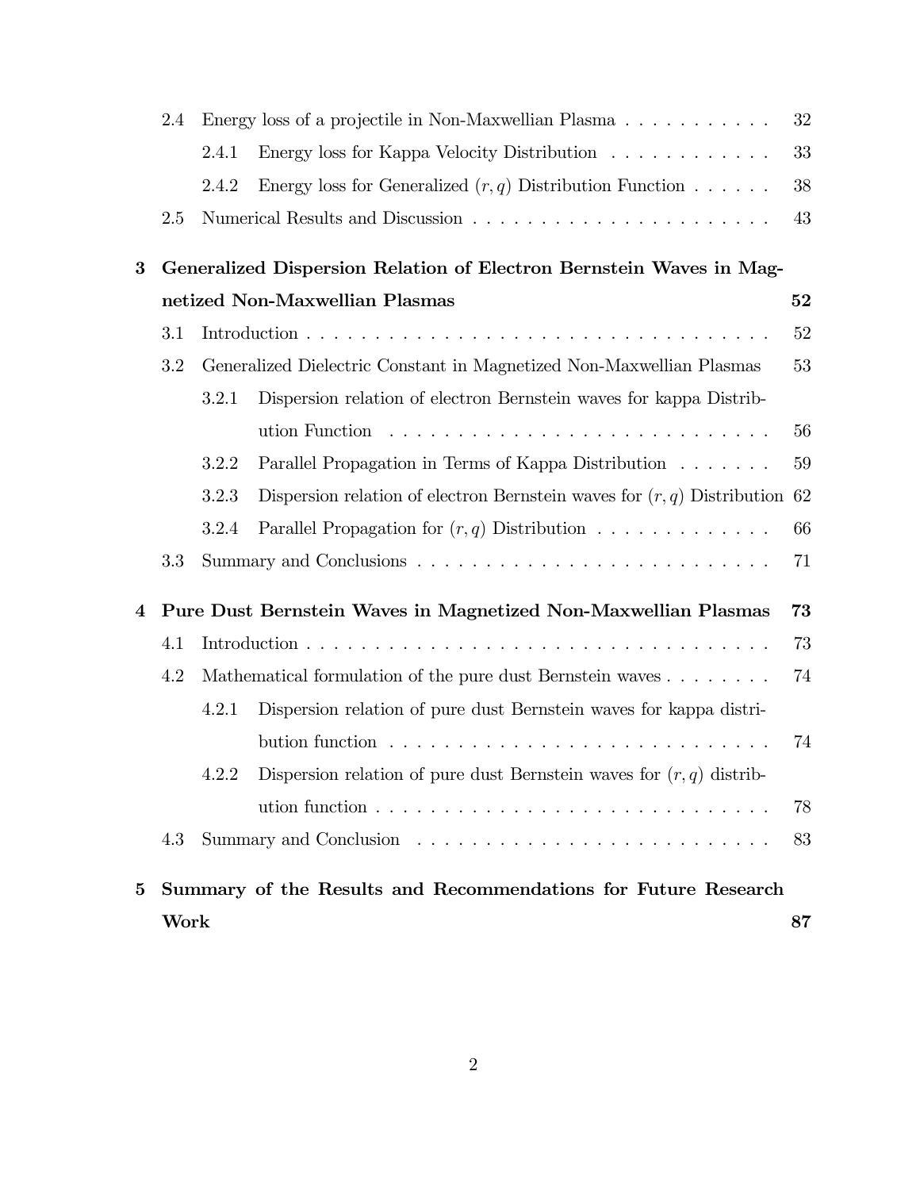- 2.4 Energy loss of a projectile in Non-Maxwellian Plasma . . . . . . . . . . . 32
  - 2.4.1 Energy loss for Kappa Velocity Distribution . . . . . . . . . . . . 33
  - 2.4.2 Energy loss for Generalized $(r, q)$ Distribution Function . . . . . . 38
- 2.5 Numerical Results and Discussion . . . . . . . . . . . . . . . . . . . . . 43

**3 Generalized Dispersion Relation of Electron Bernstein Waves in Magnetized Non-Maxwellian Plasmas 52**

- 3.1 Introduction . . . . . . . . . . . . . . . . . . . . . . . . . . . . . . . . . 52
- 3.2 Generalized Dielectric Constant in Magnetized Non-Maxwellian Plasmas 53
  - 3.2.1 Dispersion relation of electron Bernstein waves for kappa Distribution Function . . . . . . . . . . . . . . . . . . . . . . . . . . 56
  - 3.2.2 Parallel Propagation in Terms of Kappa Distribution . . . . . . . 59
  - 3.2.3 Dispersion relation of electron Bernstein waves for $(r, q)$ Distribution 62
  - 3.2.4 Parallel Propagation for $(r, q)$ Distribution . . . . . . . . . . . . . 66
- 3.3 Summary and Conclusions . . . . . . . . . . . . . . . . . . . . . . . . . 71

**4 Pure Dust Bernstein Waves in Magnetized Non-Maxwellian Plasmas 73**

- 4.1 Introduction . . . . . . . . . . . . . . . . . . . . . . . . . . . . . . . . . 73
- 4.2 Mathematical formulation of the pure dust Bernstein waves . . . . . . . . 74
  - 4.2.1 Dispersion relation of pure dust Bernstein waves for kappa distribution function . . . . . . . . . . . . . . . . . . . . . . . . . . 74
  - 4.2.2 Dispersion relation of pure dust Bernstein waves for $(r, q)$ distribution function . . . . . . . . . . . . . . . . . . . . . . . . . . 78
- 4.3 Summary and Conclusion . . . . . . . . . . . . . . . . . . . . . . . . . 83

**5 Summary of the Results and Recommendations for Future Research Work 87**